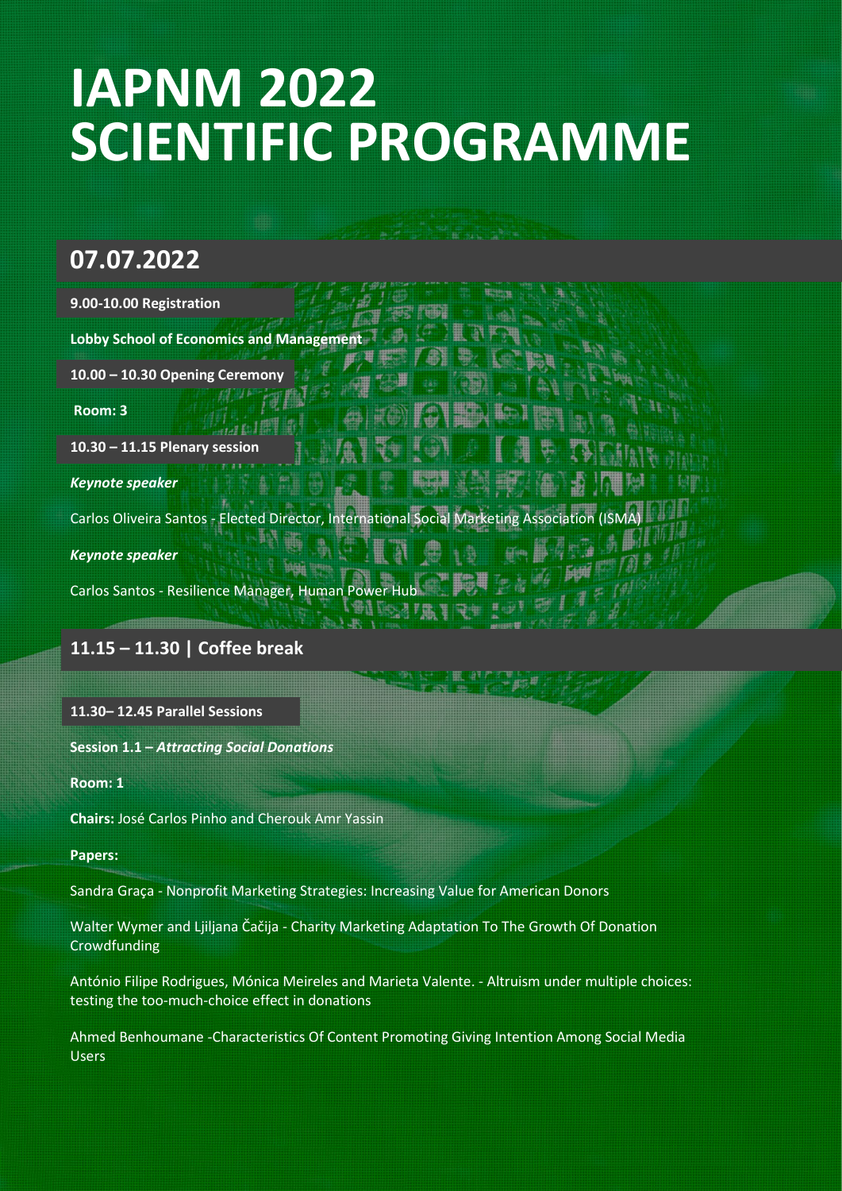# IAPNM 2022 SCIENTIFIC PROGRAMME

## 07.07.2022

**9.00-10.00 Registration**

**Lobby School of Economics and Management**

**10.00 – 10.30 Opening Ceremony**

**Room: 3**

**10.30 – 11.15 Plenary session**

***Keynote speaker***

Carlos Oliveira Santos - Elected Director, International Social Marketing Association (ISMA)

***Keynote speaker***

Carlos Santos - Resilience Manager, Human Power Hub

## 11.15 – 11.30 | Coffee break

**11.30– 12.45 Parallel Sessions**

**Session 1.1 – *Attracting Social Donations***

**Room: 1**

**Chairs:** José Carlos Pinho and Cherouk Amr Yassin

**Papers:**

Sandra Graça - Nonprofit Marketing Strategies: Increasing Value for American Donors

Walter Wymer and Ljiljana Čačija - Charity Marketing Adaptation To The Growth Of Donation Crowdfunding

António Filipe Rodrigues, Mónica Meireles and Marieta Valente. - Altruism under multiple choices: testing the too-much-choice effect in donations

Ahmed Benhoumane -Characteristics Of Content Promoting Giving Intention Among Social Media Users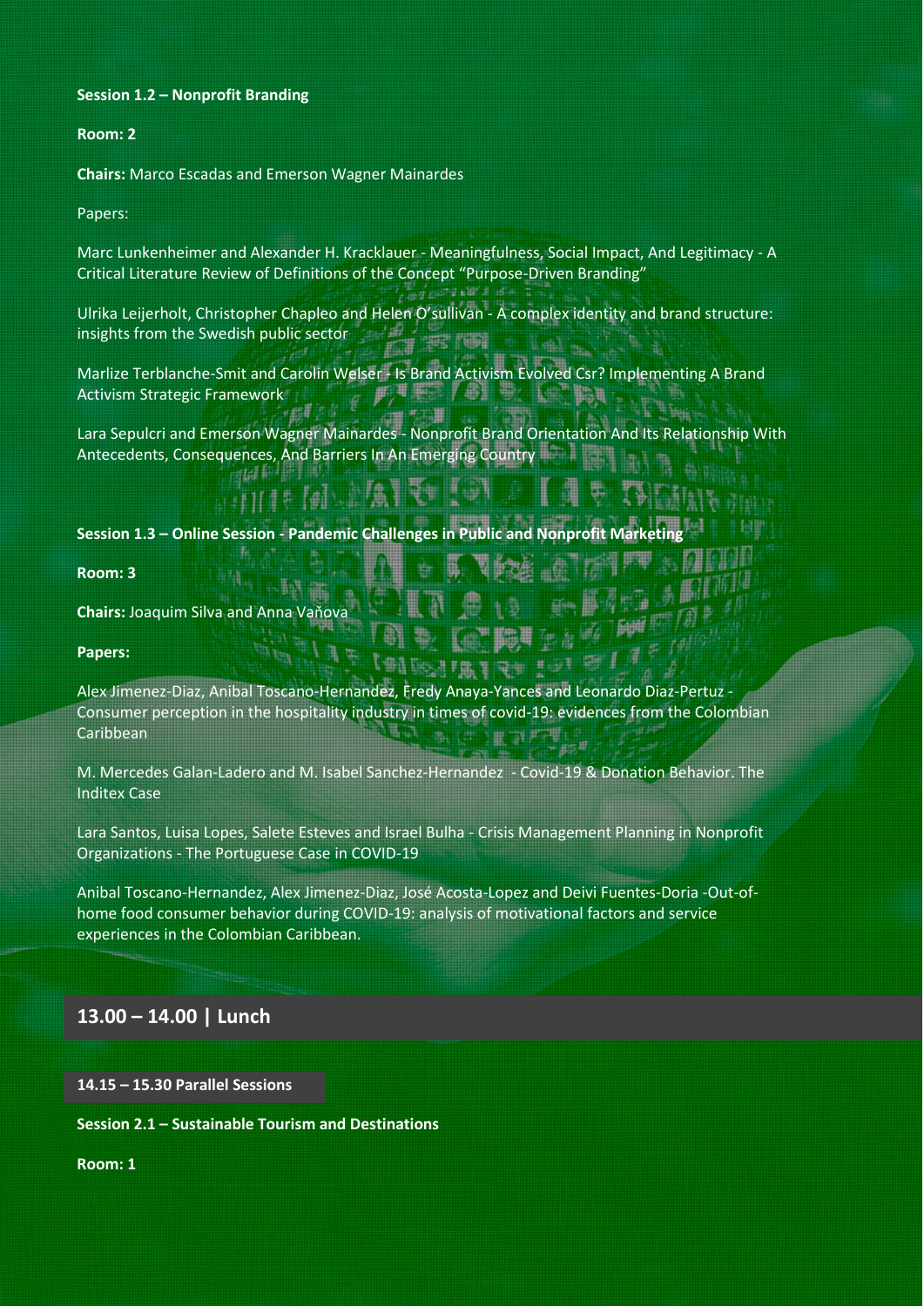**Session 1.2 – Nonprofit Branding**

**Room: 2**

**Chairs:** Marco Escadas and Emerson Wagner Mainardes

Papers:

Marc Lunkenheimer and Alexander H. Kracklauer - Meaningfulness, Social Impact, And Legitimacy - A Critical Literature Review of Definitions of the Concept "Purpose-Driven Branding"

Ulrika Leijerholt, Christopher Chapleo and Helen O'sullivan - A complex identity and brand structure: insights from the Swedish public sector

Marlize Terblanche-Smit and Carolin Welser - Is Brand Activism Evolved Csr? Implementing A Brand Activism Strategic Framework

Lara Sepulcri and Emerson Wagner Mainardes - Nonprofit Brand Orientation And Its Relationship With Antecedents, Consequences, And Barriers In An Emerging Country

**Session 1.3 – Online Session - Pandemic Challenges in Public and Nonprofit Marketing**

**Room: 3**

**Chairs:** Joaquim Silva and Anna Vaňova

**Papers:**

Alex Jimenez-Diaz, Anibal Toscano-Hernandez, Fredy Anaya-Yances and Leonardo Diaz-Pertuz - Consumer perception in the hospitality industry in times of covid-19: evidences from the Colombian Caribbean

M. Mercedes Galan-Ladero and M. Isabel Sanchez-Hernandez - Covid-19 & Donation Behavior. The Inditex Case

Lara Santos, Luisa Lopes, Salete Esteves and Israel Bulha - Crisis Management Planning in Nonprofit Organizations - The Portuguese Case in COVID-19

Anibal Toscano-Hernandez, Alex Jimenez-Diaz, José Acosta-Lopez and Deivi Fuentes-Doria -Out-of-home food consumer behavior during COVID-19: analysis of motivational factors and service experiences in the Colombian Caribbean.

## 13.00 – 14.00 | Lunch

**14.15 – 15.30 Parallel Sessions**

**Session 2.1 – Sustainable Tourism and Destinations**

**Room: 1**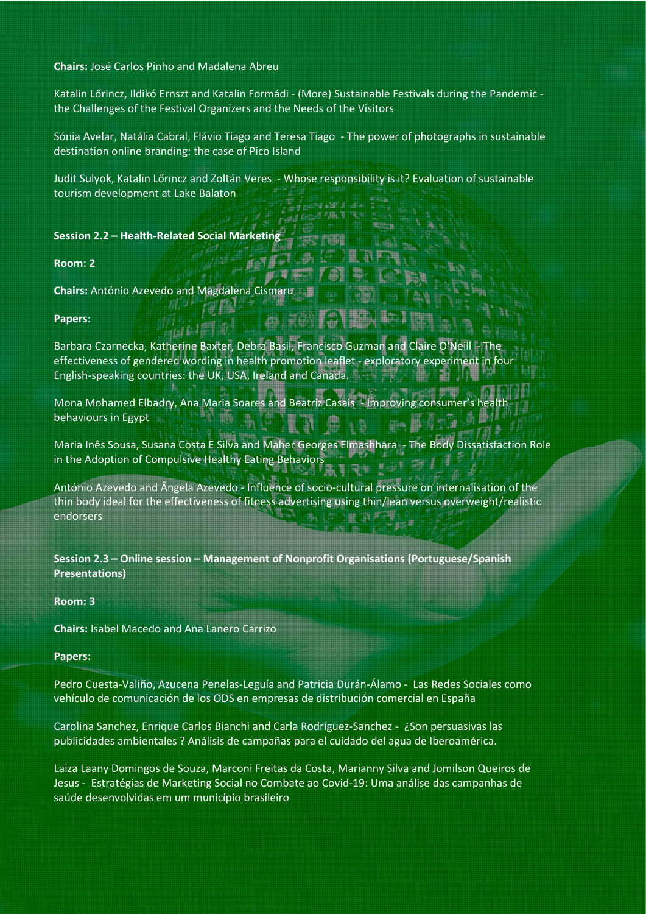**Chairs:** José Carlos Pinho and Madalena Abreu

Katalin Lőrincz, Ildikó Ernszt and Katalin Formádi - (More) Sustainable Festivals during the Pandemic - the Challenges of the Festival Organizers and the Needs of the Visitors

Sónia Avelar, Natália Cabral, Flávio Tiago and Teresa Tiago - The power of photographs in sustainable destination online branding: the case of Pico Island

Judit Sulyok, Katalin Lőrincz and Zoltán Veres - Whose responsibility is it? Evaluation of sustainable tourism development at Lake Balaton

**Session 2.2 – Health-Related Social Marketing**

**Room: 2**

**Chairs:** António Azevedo and Magdalena Cismaru

**Papers:**

Barbara Czarnecka, Katherine Baxter, Debra Basil, Francisco Guzman and Claire O'Neill - The effectiveness of gendered wording in health promotion leaflet - exploratory experiment in four English-speaking countries: the UK, USA, Ireland and Canada.

Mona Mohamed Elbadry, Ana Maria Soares and Beatriz Casais - Improving consumer's health behaviours in Egypt

Maria Inês Sousa, Susana Costa E Silva and Maher Georges Elmashhara - The Body Dissatisfaction Role in the Adoption of Compulsive Healthy Eating Behaviors

António Azevedo and Ângela Azevedo - Influence of socio-cultural pressure on internalisation of the thin body ideal for the effectiveness of fitness advertising using thin/lean versus overweight/realistic endorsers

**Session 2.3 – Online session – Management of Nonprofit Organisations (Portuguese/Spanish Presentations)**

**Room: 3**

**Chairs:** Isabel Macedo and Ana Lanero Carrizo

**Papers:**

Pedro Cuesta-Valiño, Azucena Penelas-Leguía and Patricia Durán-Álamo - Las Redes Sociales como vehículo de comunicación de los ODS en empresas de distribución comercial en España

Carolina Sanchez, Enrique Carlos Bianchi and Carla Rodríguez-Sanchez - ¿Son persuasivas las publicidades ambientales ? Análisis de campañas para el cuidado del agua de Iberoamérica.

Laiza Laany Domingos de Souza, Marconi Freitas da Costa, Marianny Silva and Jomilson Queiros de Jesus - Estratégias de Marketing Social no Combate ao Covid-19: Uma análise das campanhas de saúde desenvolvidas em um município brasileiro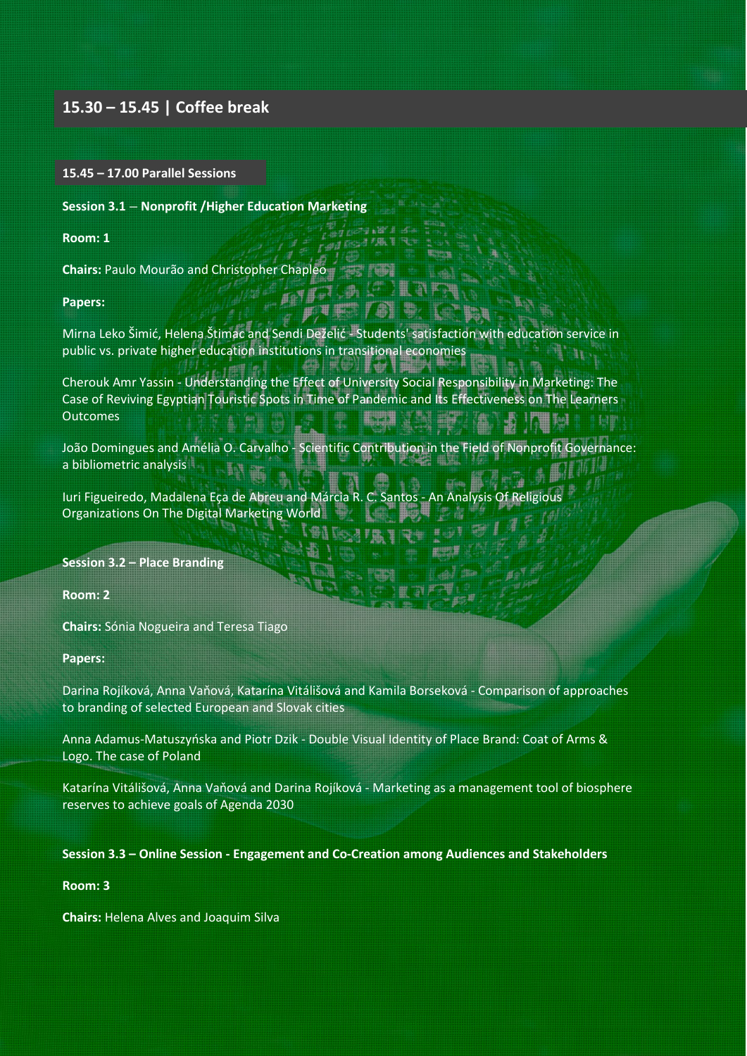## 15.30 – 15.45 | Coffee break

**15.45 – 17.00 Parallel Sessions**

**Session 3.1 – Nonprofit /Higher Education Marketing**

**Room: 1**

**Chairs:** Paulo Mourão and Christopher Chapleo

**Papers:**

Mirna Leko Šimić, Helena Štimac and Sendi Deželić - Students' satisfaction with education service in public vs. private higher education institutions in transitional economies

Cherouk Amr Yassin - Understanding the Effect of University Social Responsibility in Marketing: The Case of Reviving Egyptian Touristic Spots in Time of Pandemic and Its Effectiveness on The Learners Outcomes

João Domingues and Amélia O. Carvalho - Scientific Contribution in the Field of Nonprofit Governance: a bibliometric analysis

Iuri Figueiredo, Madalena Eça de Abreu and Márcia R. C. Santos - An Analysis Of Religious Organizations On The Digital Marketing World

**Session 3.2 – Place Branding**

**Room: 2**

**Chairs:** Sónia Nogueira and Teresa Tiago

**Papers:**

Darina Rojíková, Anna Vaňová, Katarína Vitálišová and Kamila Borseková - Comparison of approaches to branding of selected European and Slovak cities

Anna Adamus-Matuszyńska and Piotr Dzik - Double Visual Identity of Place Brand: Coat of Arms & Logo. The case of Poland

Katarína Vitálišová, Anna Vaňová and Darina Rojíková - Marketing as a management tool of biosphere reserves to achieve goals of Agenda 2030

**Session 3.3 – Online Session - Engagement and Co-Creation among Audiences and Stakeholders**

**Room: 3**

**Chairs:** Helena Alves and Joaquim Silva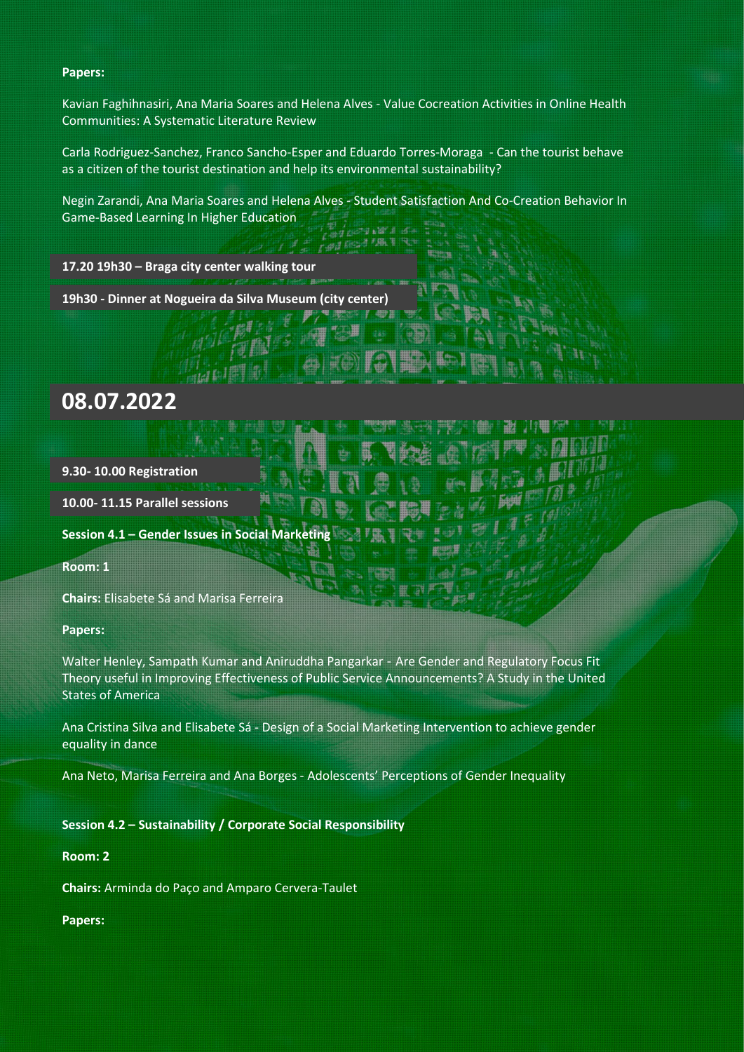**Papers:**

Kavian Faghihnasiri, Ana Maria Soares and Helena Alves - Value Cocreation Activities in Online Health Communities: A Systematic Literature Review

Carla Rodriguez-Sanchez, Franco Sancho-Esper and Eduardo Torres-Moraga - Can the tourist behave as a citizen of the tourist destination and help its environmental sustainability?

Negin Zarandi, Ana Maria Soares and Helena Alves - Student Satisfaction And Co-Creation Behavior In Game-Based Learning In Higher Education

**17.20 19h30 – Braga city center walking tour**

**19h30 - Dinner at Nogueira da Silva Museum (city center)**

## 08.07.2022

**9.30- 10.00 Registration**

**10.00- 11.15 Parallel sessions**

**Session 4.1 – Gender Issues in Social Marketing**

**Room: 1**

**Chairs:** Elisabete Sá and Marisa Ferreira

**Papers:**

Walter Henley, Sampath Kumar and Aniruddha Pangarkar - Are Gender and Regulatory Focus Fit Theory useful in Improving Effectiveness of Public Service Announcements? A Study in the United States of America

Ana Cristina Silva and Elisabete Sá - Design of a Social Marketing Intervention to achieve gender equality in dance

Ana Neto, Marisa Ferreira and Ana Borges - Adolescents' Perceptions of Gender Inequality

**Session 4.2 – Sustainability / Corporate Social Responsibility**

**Room: 2**

**Chairs:** Arminda do Paço and Amparo Cervera-Taulet

**Papers:**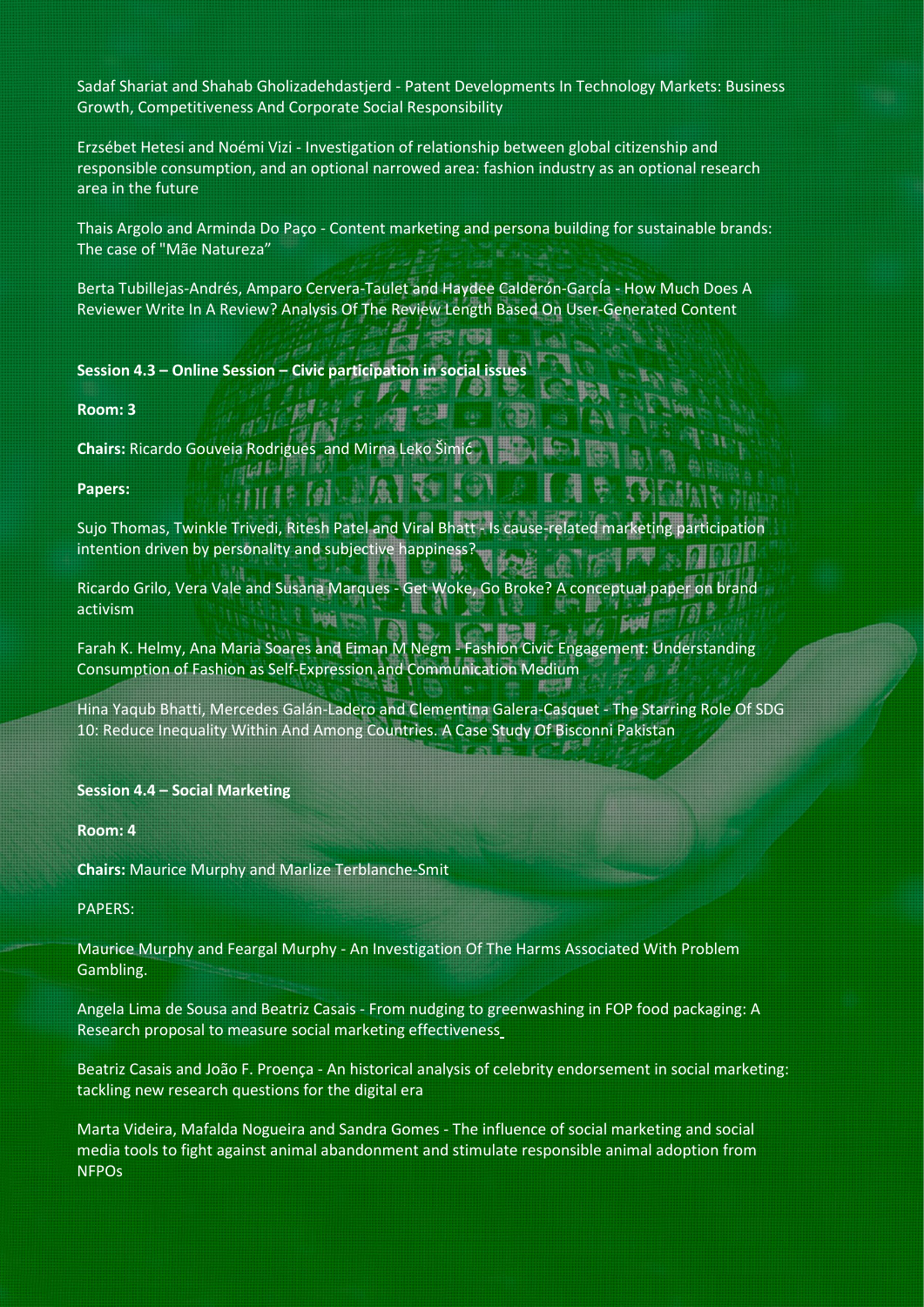Sadaf Shariat and Shahab Gholizadehdastjerd - Patent Developments In Technology Markets: Business Growth, Competitiveness And Corporate Social Responsibility

Erzsébet Hetesi and Noémi Vizi - Investigation of relationship between global citizenship and responsible consumption, and an optional narrowed area: fashion industry as an optional research area in the future

Thais Argolo and Arminda Do Paço - Content marketing and persona building for sustainable brands: The case of "Mãe Natureza"

Berta Tubillejas-Andrés, Amparo Cervera-Taulet and Haydee Calderón-García - How Much Does A Reviewer Write In A Review? Analysis Of The Review Length Based On User-Generated Content

**Session 4.3 – Online Session – Civic participation in social issues**

**Room: 3**

**Chairs:** Ricardo Gouveia Rodrigues and Mirna Leko Šimić

**Papers:**

Sujo Thomas, Twinkle Trivedi, Ritesh Patel and Viral Bhatt - Is cause-related marketing participation intention driven by personality and subjective happiness?

Ricardo Grilo, Vera Vale and Susana Marques - Get Woke, Go Broke? A conceptual paper on brand activism

Farah K. Helmy, Ana Maria Soares and Eiman M Negm - Fashion Civic Engagement: Understanding Consumption of Fashion as Self-Expression and Communication Medium

Hina Yaqub Bhatti, Mercedes Galán-Ladero and Clementina Galera-Casquet - The Starring Role Of SDG 10: Reduce Inequality Within And Among Countries. A Case Study Of Bisconni Pakistan

**Session 4.4 – Social Marketing**

**Room: 4**

**Chairs:** Maurice Murphy and Marlize Terblanche-Smit

PAPERS:

Maurice Murphy and Feargal Murphy - An Investigation Of The Harms Associated With Problem Gambling.

Angela Lima de Sousa and Beatriz Casais - From nudging to greenwashing in FOP food packaging: A Research proposal to measure social marketing effectiveness

Beatriz Casais and João F. Proença - An historical analysis of celebrity endorsement in social marketing: tackling new research questions for the digital era

Marta Videira, Mafalda Nogueira and Sandra Gomes - The influence of social marketing and social media tools to fight against animal abandonment and stimulate responsible animal adoption from NFPOs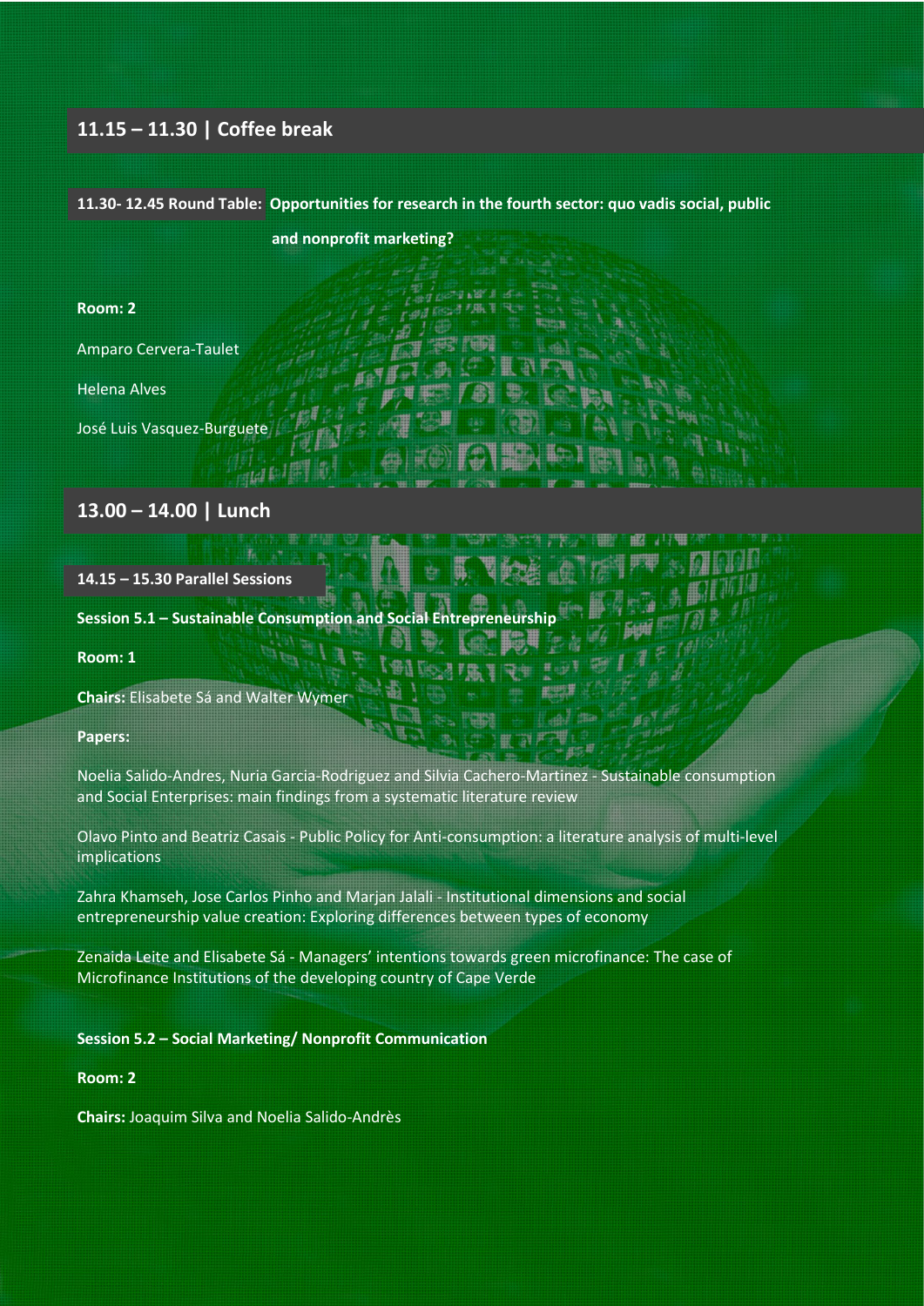## 11.15 – 11.30 | Coffee break

**11.30- 12.45 Round Table: Opportunities for research in the fourth sector: quo vadis social, public and nonprofit marketing?**

**Room: 2**

Amparo Cervera-Taulet

Helena Alves

José Luis Vasquez-Burguete

## 13.00 – 14.00 | Lunch

**14.15 – 15.30 Parallel Sessions**

**Session 5.1 – Sustainable Consumption and Social Entrepreneurship**

**Room: 1**

**Chairs:** Elisabete Sá and Walter Wymer

**Papers:**

Noelia Salido-Andres, Nuria Garcia-Rodriguez and Silvia Cachero-Martinez - Sustainable consumption and Social Enterprises: main findings from a systematic literature review

Olavo Pinto and Beatriz Casais - Public Policy for Anti-consumption: a literature analysis of multi-level implications

Zahra Khamseh, Jose Carlos Pinho and Marjan Jalali - Institutional dimensions and social entrepreneurship value creation: Exploring differences between types of economy

Zenaida Leite and Elisabete Sá - Managers' intentions towards green microfinance: The case of Microfinance Institutions of the developing country of Cape Verde

**Session 5.2 – Social Marketing/ Nonprofit Communication**

**Room: 2**

**Chairs:** Joaquim Silva and Noelia Salido-Andrès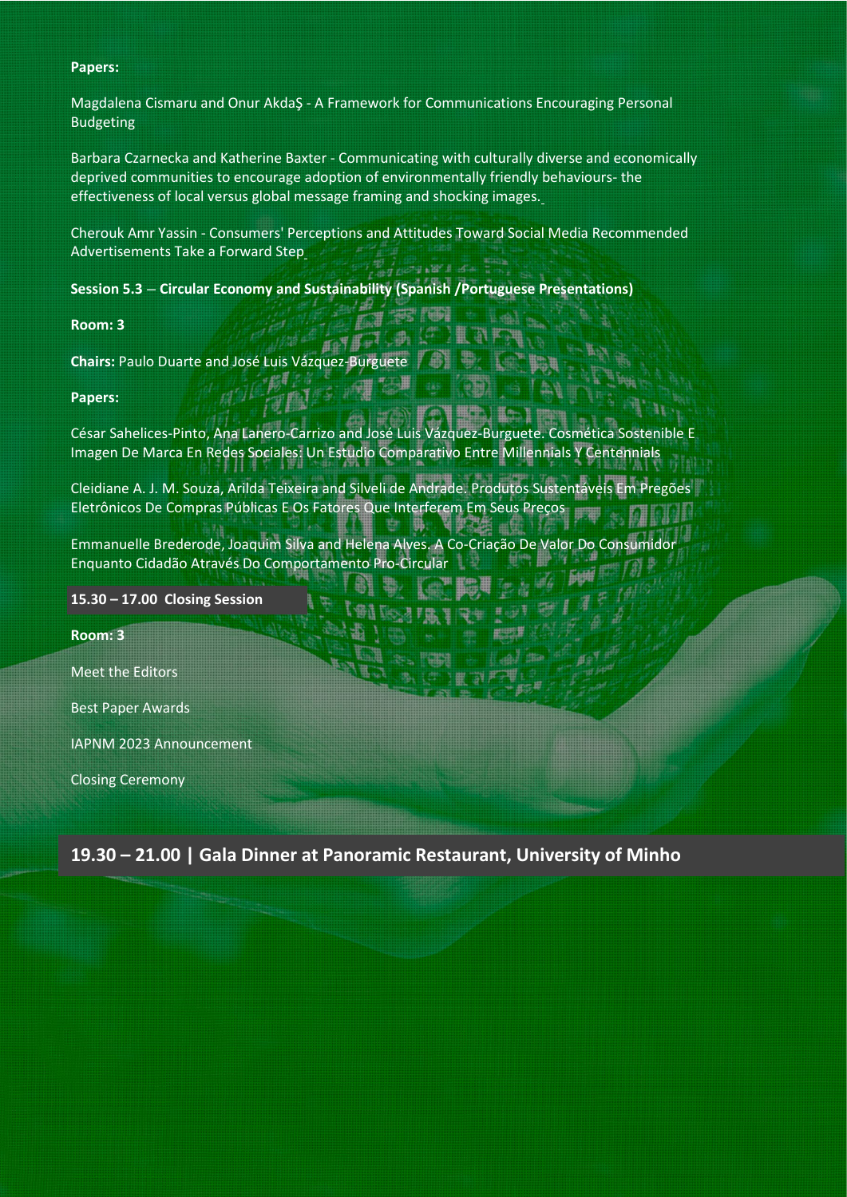**Papers:**

Magdalena Cismaru and Onur AkdaŞ - A Framework for Communications Encouraging Personal Budgeting

Barbara Czarnecka and Katherine Baxter - Communicating with culturally diverse and economically deprived communities to encourage adoption of environmentally friendly behaviours- the effectiveness of local versus global message framing and shocking images.

Cherouk Amr Yassin - Consumers' Perceptions and Attitudes Toward Social Media Recommended Advertisements Take a Forward Step

**Session 5.3 – Circular Economy and Sustainability (Spanish /Portuguese Presentations)**

**Room: 3**

**Chairs:** Paulo Duarte and José Luis Vázquez-Burguete

**Papers:**

César Sahelices-Pinto, Ana Lanero-Carrizo and José Luis Vázquez-Burguete. Cosmética Sostenible E Imagen De Marca En Redes Sociales: Un Estudio Comparativo Entre Millennials Y Centennials

Cleidiane A. J. M. Souza, Arilda Teixeira and Silveli de Andrade. Produtos Sustentáveis Em Pregões Eletrônicos De Compras Públicas E Os Fatores Que Interferem Em Seus Preços

Emmanuelle Brederode, Joaquim Silva and Helena Alves. A Co-Criação De Valor Do Consumidor Enquanto Cidadão Através Do Comportamento Pro-Circular

**15.30 – 17.00 Closing Session**

**Room: 3**

Meet the Editors

Best Paper Awards

IAPNM 2023 Announcement

Closing Ceremony

## 19.30 – 21.00 | Gala Dinner at Panoramic Restaurant, University of Minho